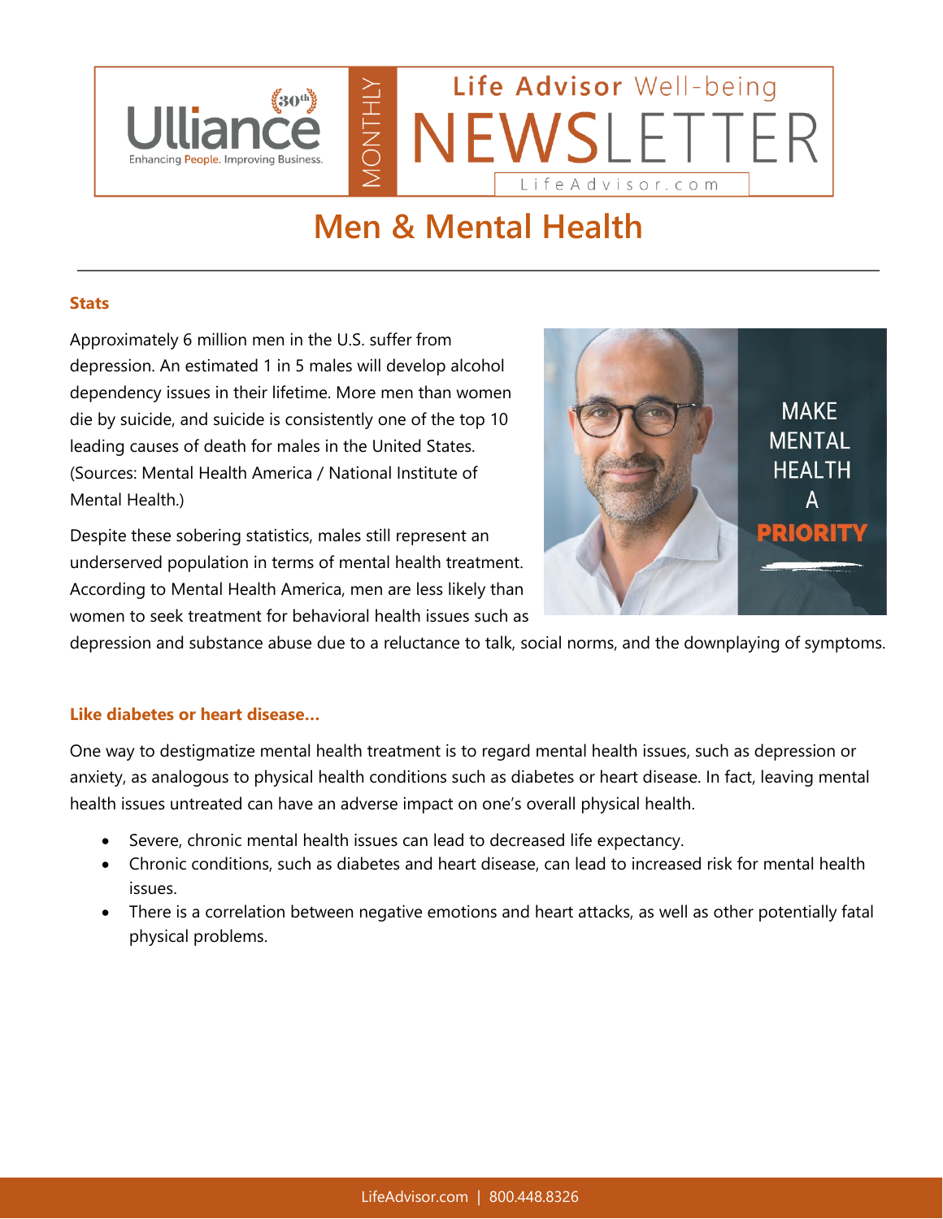# Men & Mental Health

### Stats

Approximately 6 million men in the U.S. suffer from depression. An estimated 1 in 5 males will develop alcohol dependency issues in their lifetime. More men than women die by suicide, and suicide is consistently one of the top 10 leading causes of death for males in the United States. (Sources: Mental Health America / National Institute of Mental Health.)

Despite these sobering statistics, males still represent an underserved population in terms of mental health treatment. According to Mental Health America, men are less likely than women to seek treatment for behavioral health issues such as depression and substance abuse due to a reluctance to talk, social norms, and the downplaying of symptoms.

### Like diabetes or heart disease...

One way to destigmatize mental health treatment is to regard mental health issues, such as depression or anxiety, as analogous to physical health conditions such as diabetes or heart disease. In fact, leaving mental health issues untreated can have an adverse impact on one's overall physical health.

- Severe, chronic mental health issues can lead to decreased life expectancy.
- Chronic conditions, such as diabetes and heart disease, can lead to increased risk for mental health issues.
- There is a correlation between negative emotions and heart attacks, as well as other potentially fatal physical problems.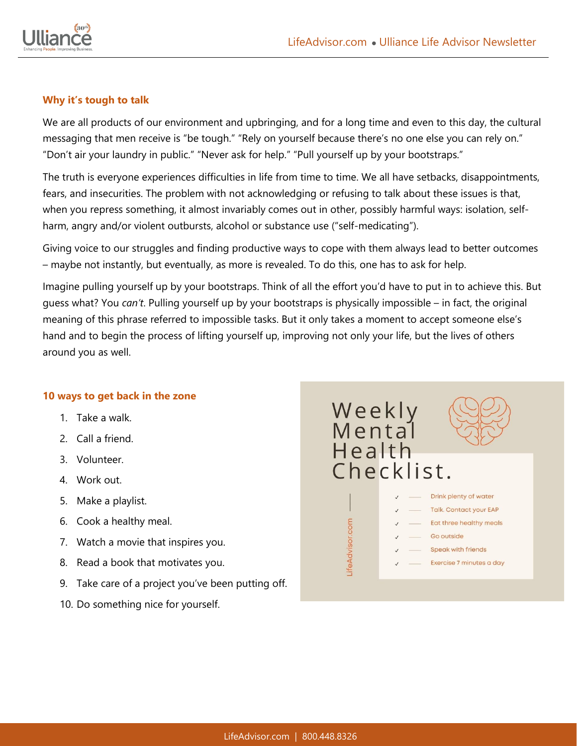### Why it's tough to talk

We are all products of our environment and upbringing, and for a long time and even to this day, the cultural messaging that men receive is "be tough." "Rely on yourself because there's no one else you can rely on." "Don't air your laundry in public." "Never ask for help." "Pull yourself up by your bootstraps."

The truth is everyone experiences difficulties in life from time to time. We all have setbacks, disappointments, fears, and insecurities. The problem with not acknowledging or refusing to talk about these issues is that, when you repress something, it almost invariably comes out in other, possibly harmful ways: isolation, self-harm, angry and/or violent outbursts, alcohol or substance use ("self-medicating").

Giving voice to our struggles and finding productive ways to cope with them always lead to better outcomes – maybe not instantly, but eventually, as more is revealed. To do this, one has to ask for help.

Imagine pulling yourself up by your bootstraps. Think of all the effort you'd have to put in to achieve this. But guess what? You *can't*. Pulling yourself up by your bootstraps is physically impossible – in fact, the original meaning of this phrase referred to impossible tasks. But it only takes a moment to accept someone else's hand and to begin the process of lifting yourself up, improving not only your life, but the lives of others around you as well.

### 10 ways to get back in the zone

1. Take a walk.
2. Call a friend.
3. Volunteer.
4. Work out.
5. Make a playlist.
6. Cook a healthy meal.
7. Watch a movie that inspires you.
8. Read a book that motivates you.
9. Take care of a project you've been putting off.
10. Do something nice for yourself.

**Weekly Mental Health Checklist.**

- ✓ Drink plenty of water
- ✓ Talk. Contact your EAP
- ✓ Eat three healthy meals
- ✓ Go outside
- ✓ Speak with friends
- ✓ Exercise 7 minutes a day

LifeAdvisor.com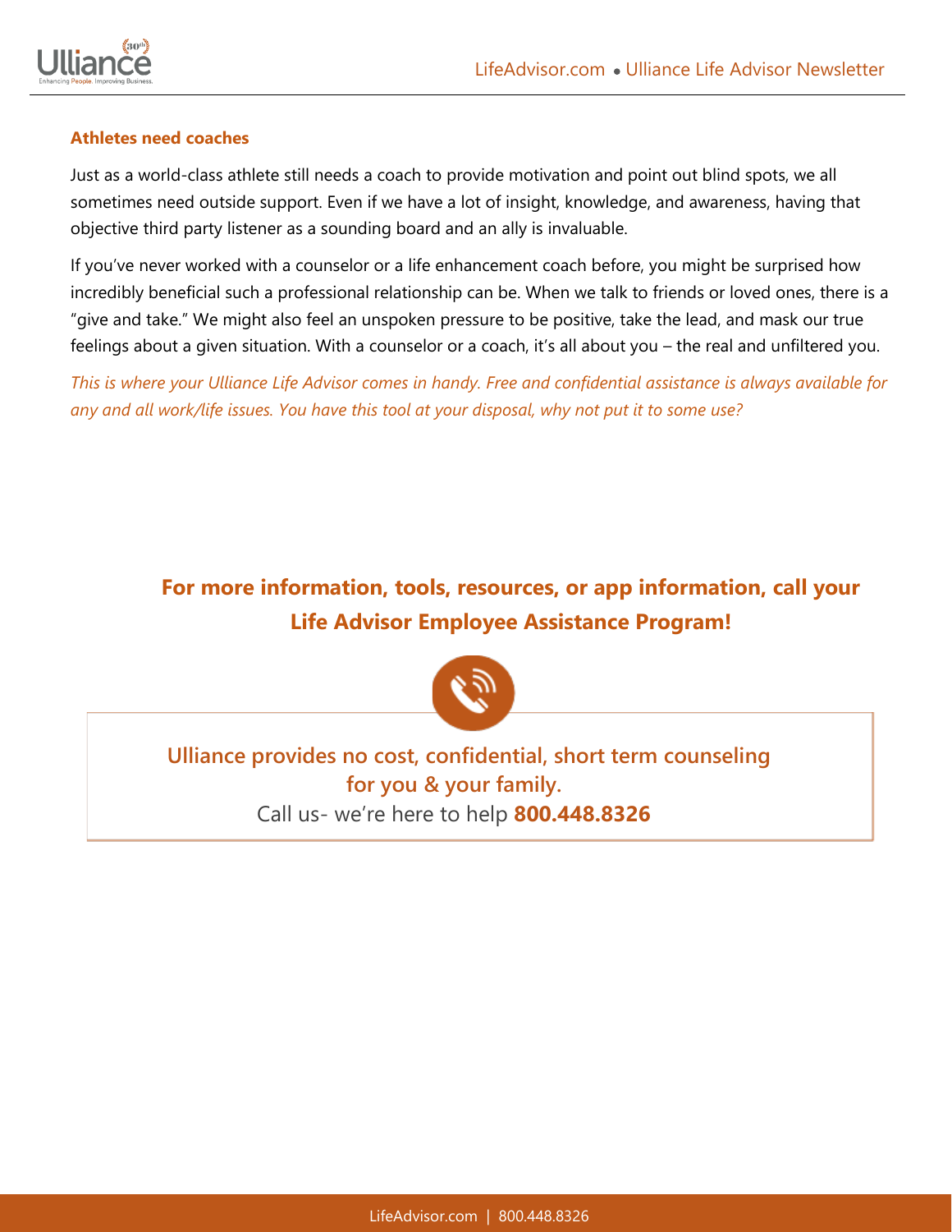### Athletes need coaches

Just as a world-class athlete still needs a coach to provide motivation and point out blind spots, we all sometimes need outside support. Even if we have a lot of insight, knowledge, and awareness, having that objective third party listener as a sounding board and an ally is invaluable.

If you've never worked with a counselor or a life enhancement coach before, you might be surprised how incredibly beneficial such a professional relationship can be. When we talk to friends or loved ones, there is a "give and take." We might also feel an unspoken pressure to be positive, take the lead, and mask our true feelings about a given situation. With a counselor or a coach, it's all about you – the real and unfiltered you.

*This is where your Ulliance Life Advisor comes in handy. Free and confidential assistance is always available for any and all work/life issues. You have this tool at your disposal, why not put it to some use?*

**For more information, tools, resources, or app information, call your Life Advisor Employee Assistance Program!**

**Ulliance provides no cost, confidential, short term counseling for you & your family.**

Call us- we're here to help **800.448.8326**